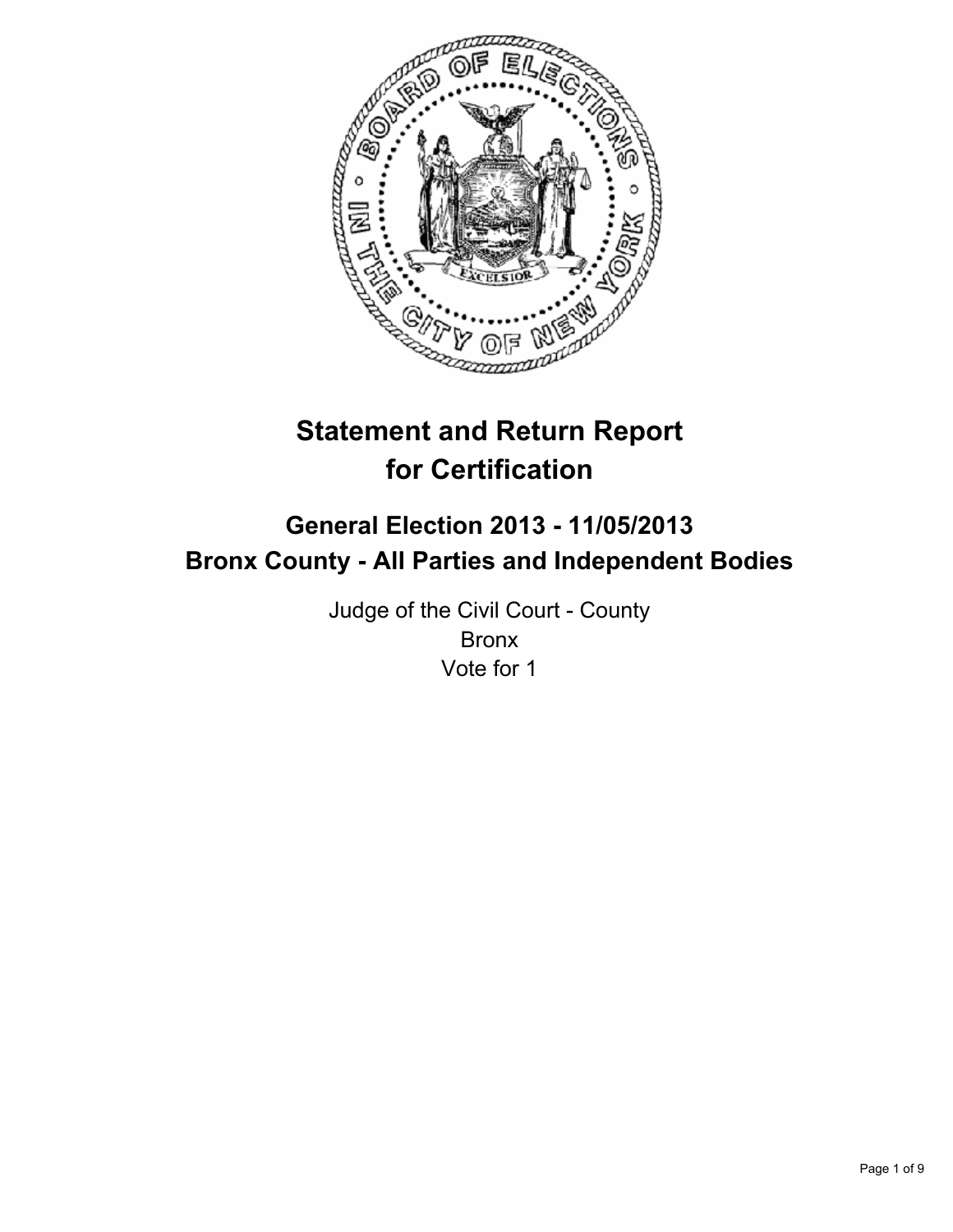# Statement and Return Report for Certification

## General Election 2013 - 11/05/2013
## Bronx County - All Parties and Independent Bodies

Judge of the Civil Court - County
Bronx
Vote for 1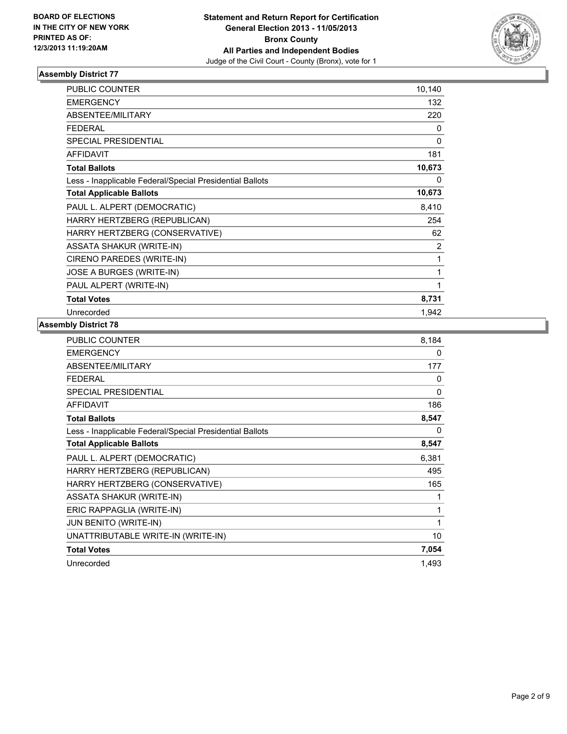BOARD OF ELECTIONS
IN THE CITY OF NEW YORK
PRINTED AS OF:
12/3/2013 11:19:20AM

**Statement and Return Report for Certification**
**General Election 2013 - 11/05/2013**
**Bronx County**
**All Parties and Independent Bodies**
Judge of the Civil Court - County (Bronx), vote for 1

### Assembly District 77

| | |
|---|---|
| PUBLIC COUNTER | 10,140 |
| EMERGENCY | 132 |
| ABSENTEE/MILITARY | 220 |
| FEDERAL | 0 |
| SPECIAL PRESIDENTIAL | 0 |
| AFFIDAVIT | 181 |
| **Total Ballots** | **10,673** |
| Less - Inapplicable Federal/Special Presidential Ballots | 0 |
| **Total Applicable Ballots** | **10,673** |
| PAUL L. ALPERT (DEMOCRATIC) | 8,410 |
| HARRY HERTZBERG (REPUBLICAN) | 254 |
| HARRY HERTZBERG (CONSERVATIVE) | 62 |
| ASSATA SHAKUR (WRITE-IN) | 2 |
| CIRENO PAREDES (WRITE-IN) | 1 |
| JOSE A BURGES (WRITE-IN) | 1 |
| PAUL ALPERT (WRITE-IN) | 1 |
| **Total Votes** | **8,731** |
| Unrecorded | 1,942 |

### Assembly District 78

| | |
|---|---|
| PUBLIC COUNTER | 8,184 |
| EMERGENCY | 0 |
| ABSENTEE/MILITARY | 177 |
| FEDERAL | 0 |
| SPECIAL PRESIDENTIAL | 0 |
| AFFIDAVIT | 186 |
| **Total Ballots** | **8,547** |
| Less - Inapplicable Federal/Special Presidential Ballots | 0 |
| **Total Applicable Ballots** | **8,547** |
| PAUL L. ALPERT (DEMOCRATIC) | 6,381 |
| HARRY HERTZBERG (REPUBLICAN) | 495 |
| HARRY HERTZBERG (CONSERVATIVE) | 165 |
| ASSATA SHAKUR (WRITE-IN) | 1 |
| ERIC RAPPAGLIA (WRITE-IN) | 1 |
| JUN BENITO (WRITE-IN) | 1 |
| UNATTRIBUTABLE WRITE-IN (WRITE-IN) | 10 |
| **Total Votes** | **7,054** |
| Unrecorded | 1,493 |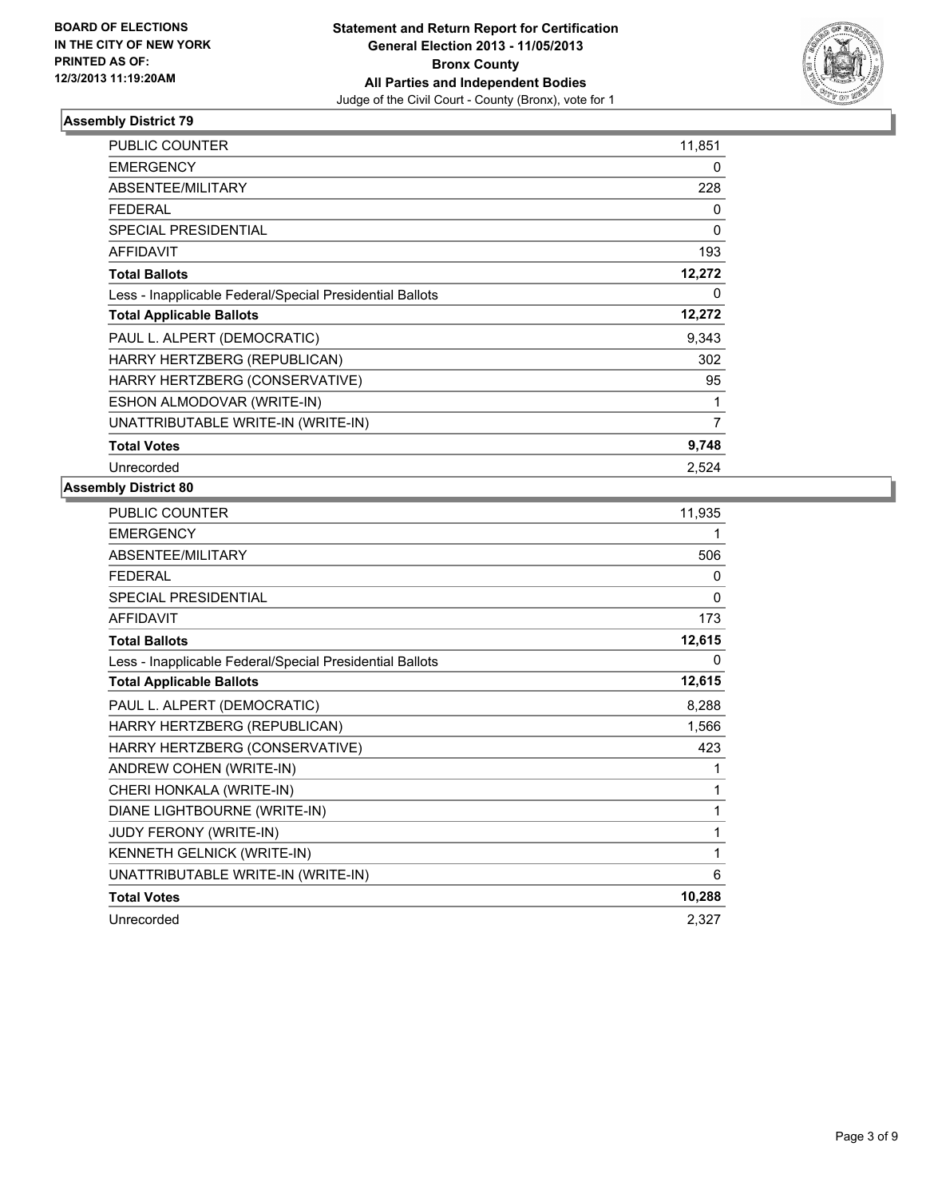**BOARD OF ELECTIONS IN THE CITY OF NEW YORK PRINTED AS OF: 12/3/2013 11:19:20AM**

**Statement and Return Report for Certification**
**General Election 2013 - 11/05/2013**
**Bronx County**
**All Parties and Independent Bodies**
Judge of the Civil Court - County (Bronx), vote for 1

### Assembly District 79

| | |
|---|---|
| PUBLIC COUNTER | 11,851 |
| EMERGENCY | 0 |
| ABSENTEE/MILITARY | 228 |
| FEDERAL | 0 |
| SPECIAL PRESIDENTIAL | 0 |
| AFFIDAVIT | 193 |
| **Total Ballots** | **12,272** |
| Less - Inapplicable Federal/Special Presidential Ballots | 0 |
| **Total Applicable Ballots** | **12,272** |
| PAUL L. ALPERT (DEMOCRATIC) | 9,343 |
| HARRY HERTZBERG (REPUBLICAN) | 302 |
| HARRY HERTZBERG (CONSERVATIVE) | 95 |
| ESHON ALMODOVAR (WRITE-IN) | 1 |
| UNATTRIBUTABLE WRITE-IN (WRITE-IN) | 7 |
| **Total Votes** | **9,748** |
| Unrecorded | 2,524 |

### Assembly District 80

| | |
|---|---|
| PUBLIC COUNTER | 11,935 |
| EMERGENCY | 1 |
| ABSENTEE/MILITARY | 506 |
| FEDERAL | 0 |
| SPECIAL PRESIDENTIAL | 0 |
| AFFIDAVIT | 173 |
| **Total Ballots** | **12,615** |
| Less - Inapplicable Federal/Special Presidential Ballots | 0 |
| **Total Applicable Ballots** | **12,615** |
| PAUL L. ALPERT (DEMOCRATIC) | 8,288 |
| HARRY HERTZBERG (REPUBLICAN) | 1,566 |
| HARRY HERTZBERG (CONSERVATIVE) | 423 |
| ANDREW COHEN (WRITE-IN) | 1 |
| CHERI HONKALA (WRITE-IN) | 1 |
| DIANE LIGHTBOURNE (WRITE-IN) | 1 |
| JUDY FERONY (WRITE-IN) | 1 |
| KENNETH GELNICK (WRITE-IN) | 1 |
| UNATTRIBUTABLE WRITE-IN (WRITE-IN) | 6 |
| **Total Votes** | **10,288** |
| Unrecorded | 2,327 |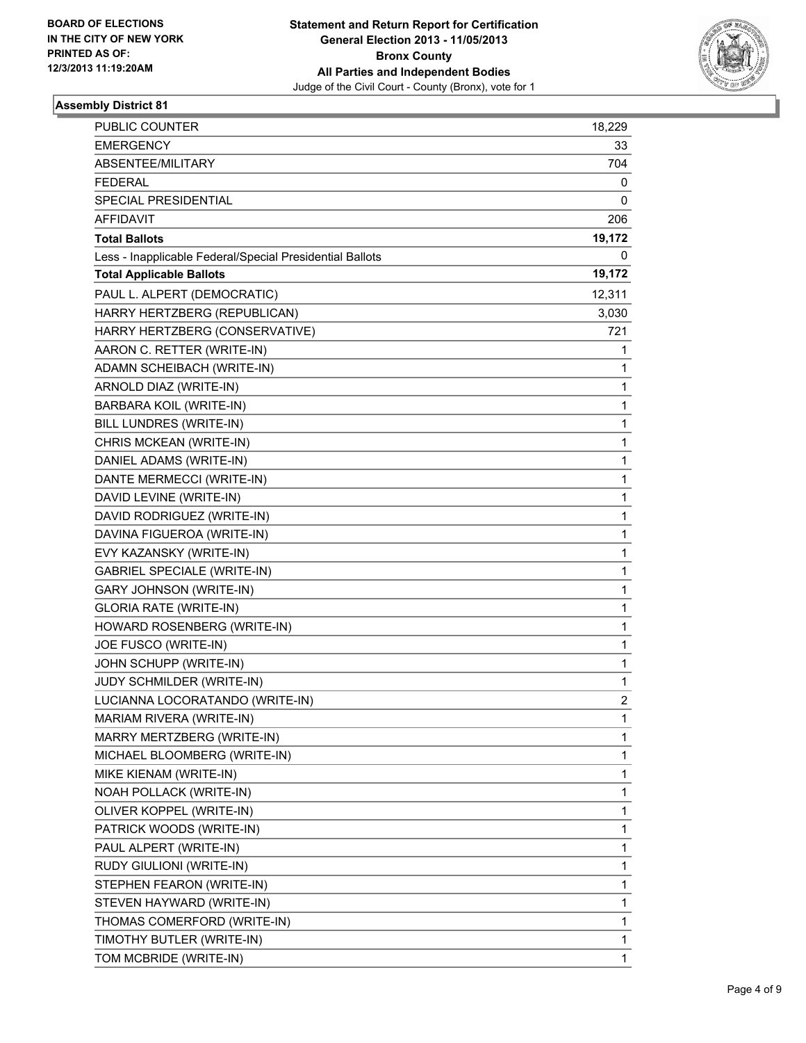**BOARD OF ELECTIONS IN THE CITY OF NEW YORK PRINTED AS OF: 12/3/2013 11:19:20AM**

**Statement and Return Report for Certification General Election 2013 - 11/05/2013 Bronx County All Parties and Independent Bodies**

Judge of the Civil Court - County (Bronx), vote for 1

### Assembly District 81

| | |
|---|---|
| PUBLIC COUNTER | 18,229 |
| EMERGENCY | 33 |
| ABSENTEE/MILITARY | 704 |
| FEDERAL | 0 |
| SPECIAL PRESIDENTIAL | 0 |
| AFFIDAVIT | 206 |
| **Total Ballots** | **19,172** |
| Less - Inapplicable Federal/Special Presidential Ballots | 0 |
| **Total Applicable Ballots** | **19,172** |
| PAUL L. ALPERT (DEMOCRATIC) | 12,311 |
| HARRY HERTZBERG (REPUBLICAN) | 3,030 |
| HARRY HERTZBERG (CONSERVATIVE) | 721 |
| AARON C. RETTER (WRITE-IN) | 1 |
| ADAMN SCHEIBACH (WRITE-IN) | 1 |
| ARNOLD DIAZ (WRITE-IN) | 1 |
| BARBARA KOIL (WRITE-IN) | 1 |
| BILL LUNDRES (WRITE-IN) | 1 |
| CHRIS MCKEAN (WRITE-IN) | 1 |
| DANIEL ADAMS (WRITE-IN) | 1 |
| DANTE MERMECCI (WRITE-IN) | 1 |
| DAVID LEVINE (WRITE-IN) | 1 |
| DAVID RODRIGUEZ (WRITE-IN) | 1 |
| DAVINA FIGUEROA (WRITE-IN) | 1 |
| EVY KAZANSKY (WRITE-IN) | 1 |
| GABRIEL SPECIALE (WRITE-IN) | 1 |
| GARY JOHNSON (WRITE-IN) | 1 |
| GLORIA RATE (WRITE-IN) | 1 |
| HOWARD ROSENBERG (WRITE-IN) | 1 |
| JOE FUSCO (WRITE-IN) | 1 |
| JOHN SCHUPP (WRITE-IN) | 1 |
| JUDY SCHMILDER (WRITE-IN) | 1 |
| LUCIANNA LOCORATANDO (WRITE-IN) | 2 |
| MARIAM RIVERA (WRITE-IN) | 1 |
| MARRY MERTZBERG (WRITE-IN) | 1 |
| MICHAEL BLOOMBERG (WRITE-IN) | 1 |
| MIKE KIENAM (WRITE-IN) | 1 |
| NOAH POLLACK (WRITE-IN) | 1 |
| OLIVER KOPPEL (WRITE-IN) | 1 |
| PATRICK WOODS (WRITE-IN) | 1 |
| PAUL ALPERT (WRITE-IN) | 1 |
| RUDY GIULIONI (WRITE-IN) | 1 |
| STEPHEN FEARON (WRITE-IN) | 1 |
| STEVEN HAYWARD (WRITE-IN) | 1 |
| THOMAS COMERFORD (WRITE-IN) | 1 |
| TIMOTHY BUTLER (WRITE-IN) | 1 |
| TOM MCBRIDE (WRITE-IN) | 1 |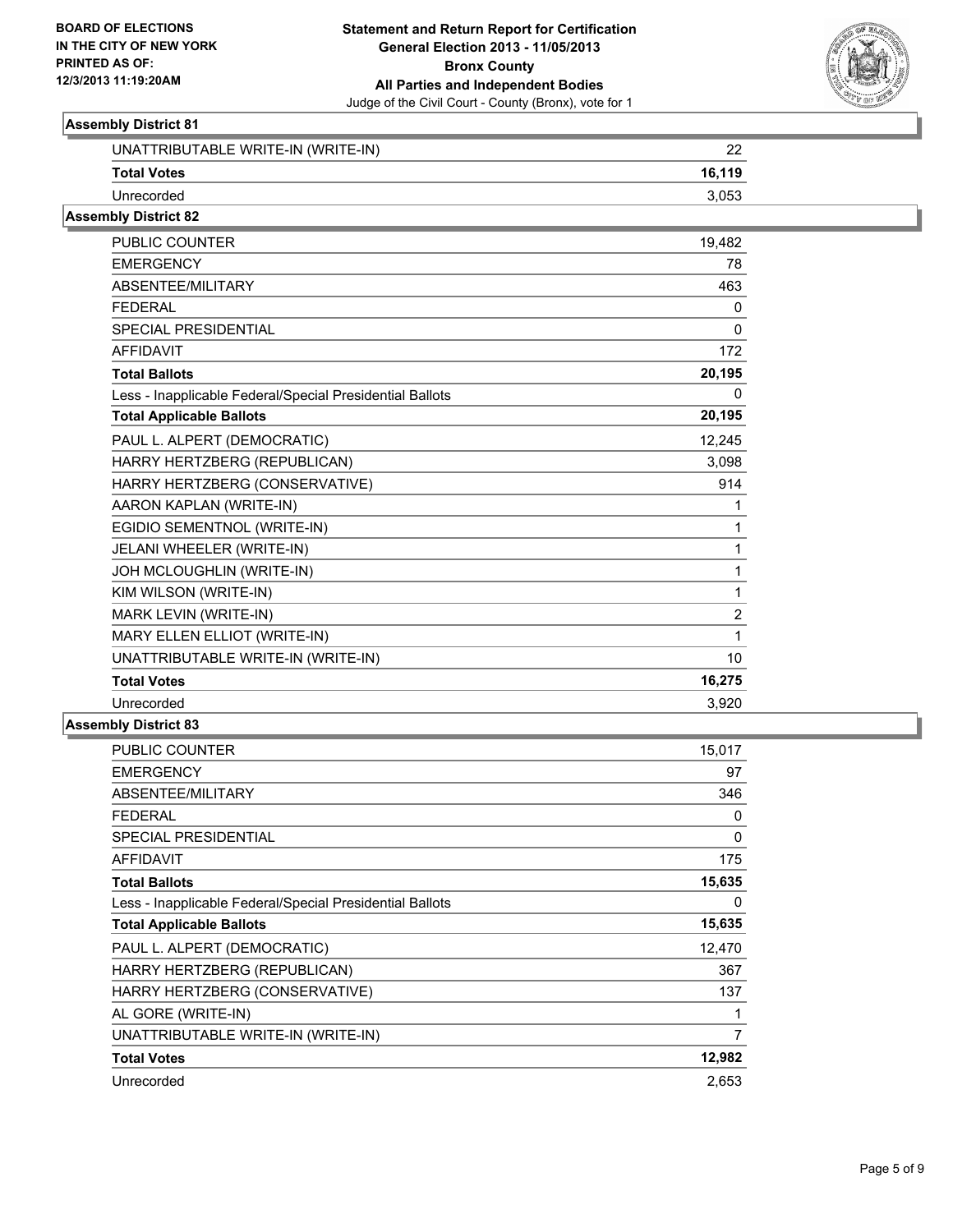**BOARD OF ELECTIONS IN THE CITY OF NEW YORK PRINTED AS OF: 12/3/2013 11:19:20AM**

**Statement and Return Report for Certification General Election 2013 - 11/05/2013 Bronx County All Parties and Independent Bodies**

Judge of the Civil Court - County (Bronx), vote for 1

### Assembly District 81

| | |
|---|---|
| UNATTRIBUTABLE WRITE-IN (WRITE-IN) | 22 |
| **Total Votes** | **16,119** |
| Unrecorded | 3,053 |

### Assembly District 82

| | |
|---|---|
| PUBLIC COUNTER | 19,482 |
| EMERGENCY | 78 |
| ABSENTEE/MILITARY | 463 |
| FEDERAL | 0 |
| SPECIAL PRESIDENTIAL | 0 |
| AFFIDAVIT | 172 |
| **Total Ballots** | **20,195** |
| Less - Inapplicable Federal/Special Presidential Ballots | 0 |
| **Total Applicable Ballots** | **20,195** |
| PAUL L. ALPERT (DEMOCRATIC) | 12,245 |
| HARRY HERTZBERG (REPUBLICAN) | 3,098 |
| HARRY HERTZBERG (CONSERVATIVE) | 914 |
| AARON KAPLAN (WRITE-IN) | 1 |
| EGIDIO SEMENTNOL (WRITE-IN) | 1 |
| JELANI WHEELER (WRITE-IN) | 1 |
| JOH MCLOUGHLIN (WRITE-IN) | 1 |
| KIM WILSON (WRITE-IN) | 1 |
| MARK LEVIN (WRITE-IN) | 2 |
| MARY ELLEN ELLIOT (WRITE-IN) | 1 |
| UNATTRIBUTABLE WRITE-IN (WRITE-IN) | 10 |
| **Total Votes** | **16,275** |
| Unrecorded | 3,920 |

### Assembly District 83

| | |
|---|---|
| PUBLIC COUNTER | 15,017 |
| EMERGENCY | 97 |
| ABSENTEE/MILITARY | 346 |
| FEDERAL | 0 |
| SPECIAL PRESIDENTIAL | 0 |
| AFFIDAVIT | 175 |
| **Total Ballots** | **15,635** |
| Less - Inapplicable Federal/Special Presidential Ballots | 0 |
| **Total Applicable Ballots** | **15,635** |
| PAUL L. ALPERT (DEMOCRATIC) | 12,470 |
| HARRY HERTZBERG (REPUBLICAN) | 367 |
| HARRY HERTZBERG (CONSERVATIVE) | 137 |
| AL GORE (WRITE-IN) | 1 |
| UNATTRIBUTABLE WRITE-IN (WRITE-IN) | 7 |
| **Total Votes** | **12,982** |
| Unrecorded | 2,653 |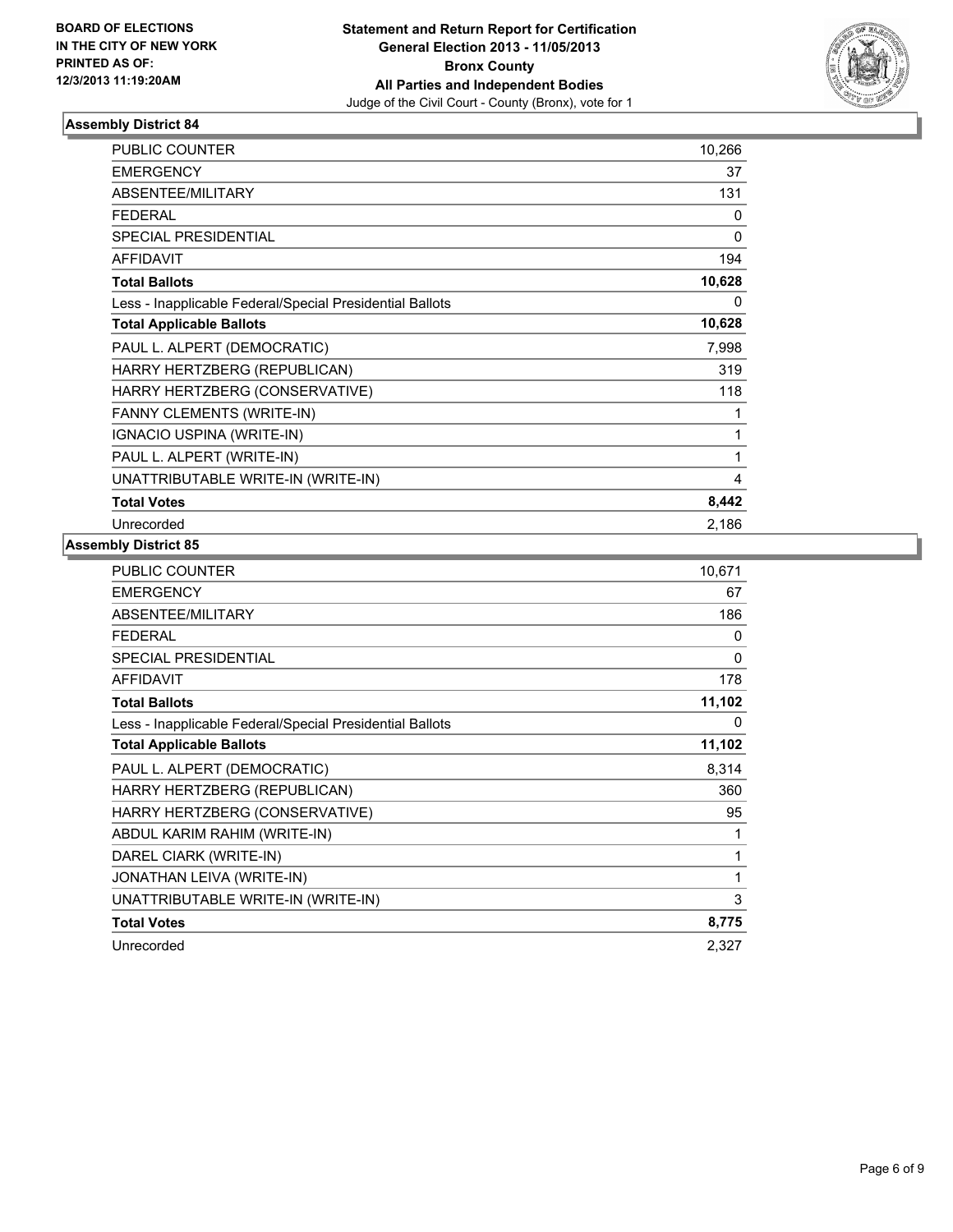**BOARD OF ELECTIONS IN THE CITY OF NEW YORK PRINTED AS OF: 12/3/2013 11:19:20AM**

**Statement and Return Report for Certification General Election 2013 - 11/05/2013 Bronx County All Parties and Independent Bodies**
Judge of the Civil Court - County (Bronx), vote for 1

### Assembly District 84

| | |
|---|---|
| PUBLIC COUNTER | 10,266 |
| EMERGENCY | 37 |
| ABSENTEE/MILITARY | 131 |
| FEDERAL | 0 |
| SPECIAL PRESIDENTIAL | 0 |
| AFFIDAVIT | 194 |
| **Total Ballots** | **10,628** |
| Less - Inapplicable Federal/Special Presidential Ballots | 0 |
| **Total Applicable Ballots** | **10,628** |
| PAUL L. ALPERT (DEMOCRATIC) | 7,998 |
| HARRY HERTZBERG (REPUBLICAN) | 319 |
| HARRY HERTZBERG (CONSERVATIVE) | 118 |
| FANNY CLEMENTS (WRITE-IN) | 1 |
| IGNACIO USPINA (WRITE-IN) | 1 |
| PAUL L. ALPERT (WRITE-IN) | 1 |
| UNATTRIBUTABLE WRITE-IN (WRITE-IN) | 4 |
| **Total Votes** | **8,442** |
| Unrecorded | 2,186 |

### Assembly District 85

| | |
|---|---|
| PUBLIC COUNTER | 10,671 |
| EMERGENCY | 67 |
| ABSENTEE/MILITARY | 186 |
| FEDERAL | 0 |
| SPECIAL PRESIDENTIAL | 0 |
| AFFIDAVIT | 178 |
| **Total Ballots** | **11,102** |
| Less - Inapplicable Federal/Special Presidential Ballots | 0 |
| **Total Applicable Ballots** | **11,102** |
| PAUL L. ALPERT (DEMOCRATIC) | 8,314 |
| HARRY HERTZBERG (REPUBLICAN) | 360 |
| HARRY HERTZBERG (CONSERVATIVE) | 95 |
| ABDUL KARIM RAHIM (WRITE-IN) | 1 |
| DAREL CIARK (WRITE-IN) | 1 |
| JONATHAN LEIVA (WRITE-IN) | 1 |
| UNATTRIBUTABLE WRITE-IN (WRITE-IN) | 3 |
| **Total Votes** | **8,775** |
| Unrecorded | 2,327 |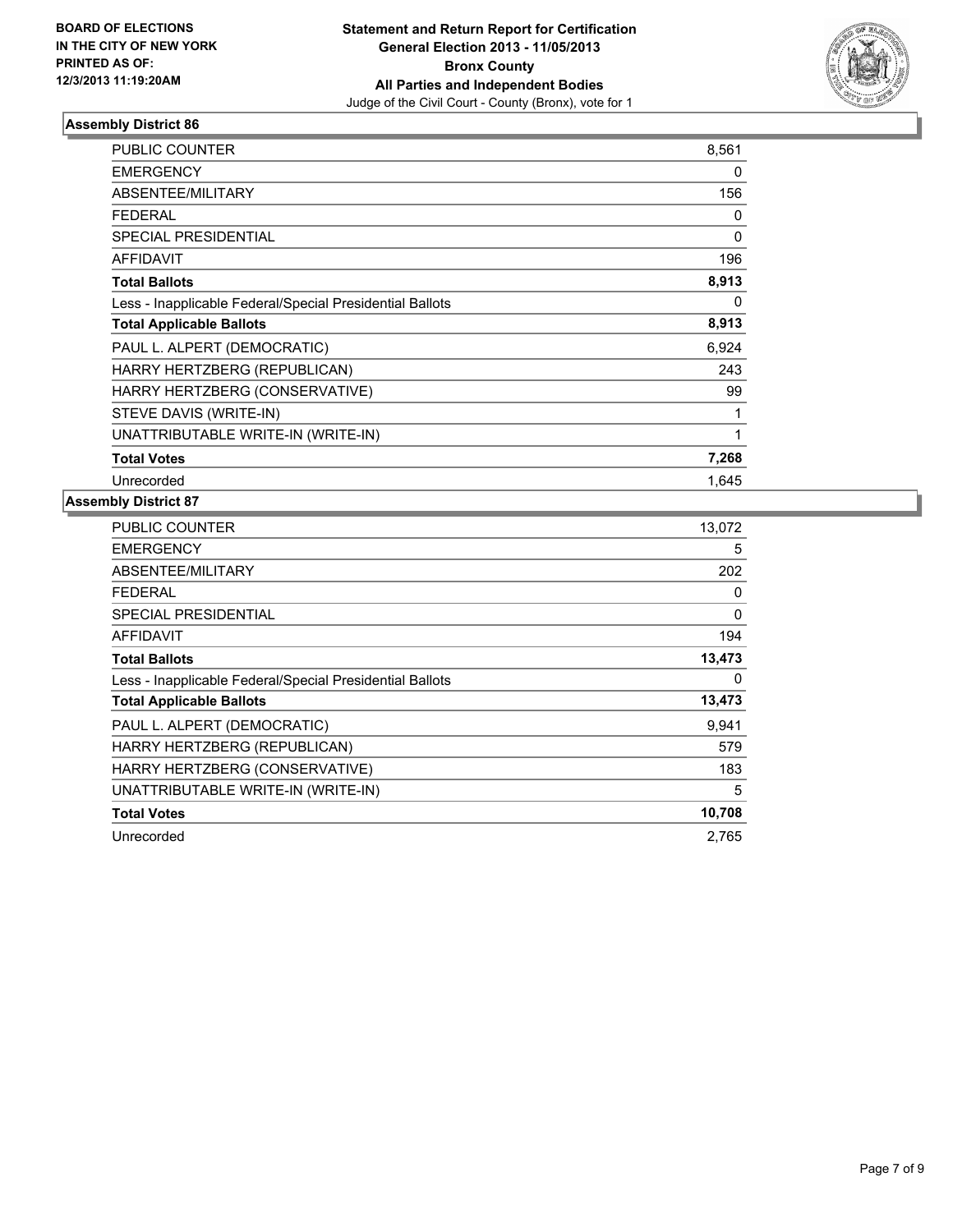BOARD OF ELECTIONS
IN THE CITY OF NEW YORK
PRINTED AS OF:
12/3/2013 11:19:20AM

**Statement and Return Report for Certification**
**General Election 2013 - 11/05/2013**
**Bronx County**
**All Parties and Independent Bodies**
Judge of the Civil Court - County (Bronx), vote for 1

### Assembly District 86

| | |
|---|---|
| PUBLIC COUNTER | 8,561 |
| EMERGENCY | 0 |
| ABSENTEE/MILITARY | 156 |
| FEDERAL | 0 |
| SPECIAL PRESIDENTIAL | 0 |
| AFFIDAVIT | 196 |
| **Total Ballots** | **8,913** |
| Less - Inapplicable Federal/Special Presidential Ballots | 0 |
| **Total Applicable Ballots** | **8,913** |
| PAUL L. ALPERT (DEMOCRATIC) | 6,924 |
| HARRY HERTZBERG (REPUBLICAN) | 243 |
| HARRY HERTZBERG (CONSERVATIVE) | 99 |
| STEVE DAVIS (WRITE-IN) | 1 |
| UNATTRIBUTABLE WRITE-IN (WRITE-IN) | 1 |
| **Total Votes** | **7,268** |
| Unrecorded | 1,645 |

### Assembly District 87

| | |
|---|---|
| PUBLIC COUNTER | 13,072 |
| EMERGENCY | 5 |
| ABSENTEE/MILITARY | 202 |
| FEDERAL | 0 |
| SPECIAL PRESIDENTIAL | 0 |
| AFFIDAVIT | 194 |
| **Total Ballots** | **13,473** |
| Less - Inapplicable Federal/Special Presidential Ballots | 0 |
| **Total Applicable Ballots** | **13,473** |
| PAUL L. ALPERT (DEMOCRATIC) | 9,941 |
| HARRY HERTZBERG (REPUBLICAN) | 579 |
| HARRY HERTZBERG (CONSERVATIVE) | 183 |
| UNATTRIBUTABLE WRITE-IN (WRITE-IN) | 5 |
| **Total Votes** | **10,708** |
| Unrecorded | 2,765 |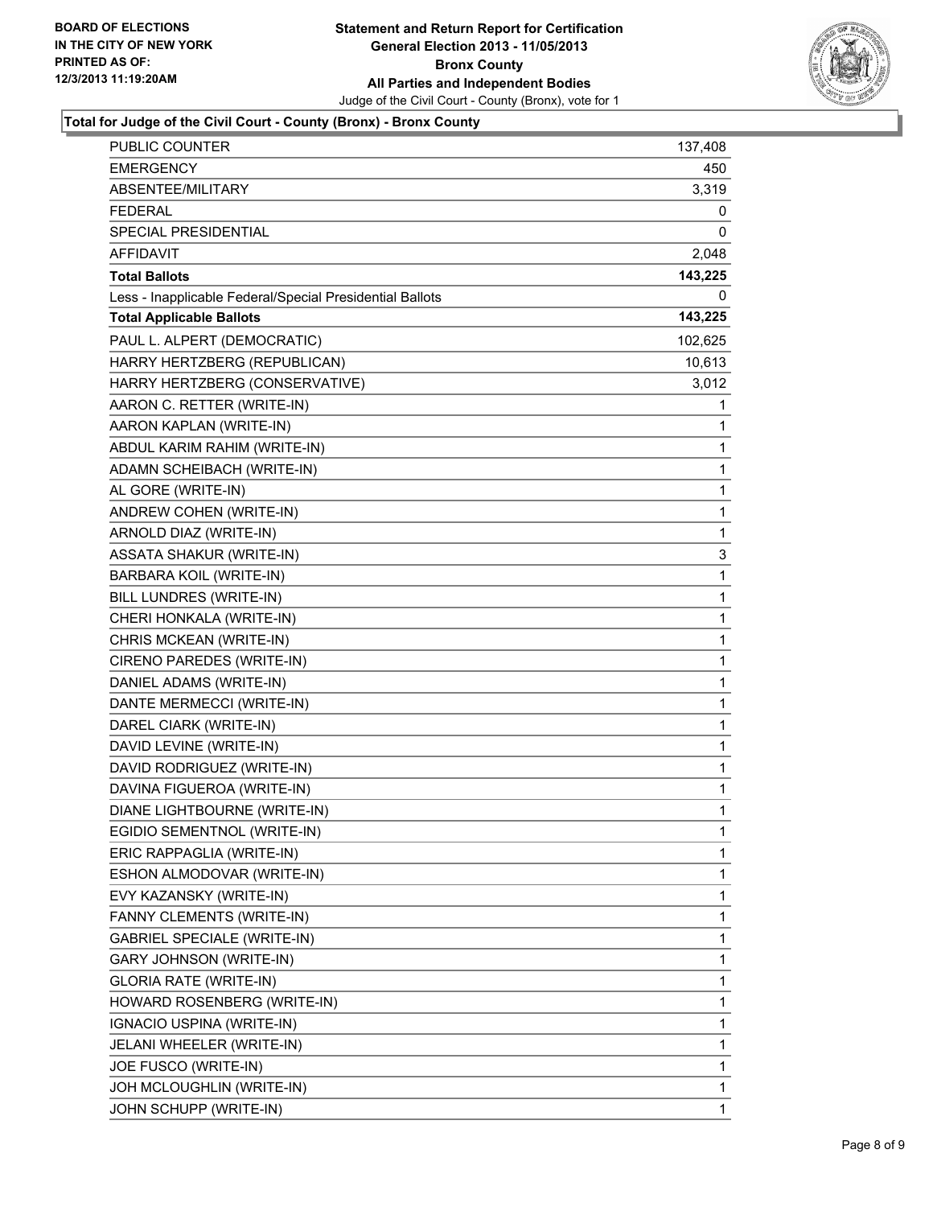**BOARD OF ELECTIONS IN THE CITY OF NEW YORK PRINTED AS OF: 12/3/2013 11:19:20AM**

**Statement and Return Report for Certification General Election 2013 - 11/05/2013 Bronx County All Parties and Independent Bodies**

Judge of the Civil Court - County (Bronx), vote for 1

## Total for Judge of the Civil Court - County (Bronx) - Bronx County

| | |
|---|---|
| PUBLIC COUNTER | 137,408 |
| EMERGENCY | 450 |
| ABSENTEE/MILITARY | 3,319 |
| FEDERAL | 0 |
| SPECIAL PRESIDENTIAL | 0 |
| AFFIDAVIT | 2,048 |
| **Total Ballots** | **143,225** |
| Less - Inapplicable Federal/Special Presidential Ballots | 0 |
| **Total Applicable Ballots** | **143,225** |
| PAUL L. ALPERT (DEMOCRATIC) | 102,625 |
| HARRY HERTZBERG (REPUBLICAN) | 10,613 |
| HARRY HERTZBERG (CONSERVATIVE) | 3,012 |
| AARON C. RETTER (WRITE-IN) | 1 |
| AARON KAPLAN (WRITE-IN) | 1 |
| ABDUL KARIM RAHIM (WRITE-IN) | 1 |
| ADAMN SCHEIBACH (WRITE-IN) | 1 |
| AL GORE (WRITE-IN) | 1 |
| ANDREW COHEN (WRITE-IN) | 1 |
| ARNOLD DIAZ (WRITE-IN) | 1 |
| ASSATA SHAKUR (WRITE-IN) | 3 |
| BARBARA KOIL (WRITE-IN) | 1 |
| BILL LUNDRES (WRITE-IN) | 1 |
| CHERI HONKALA (WRITE-IN) | 1 |
| CHRIS MCKEAN (WRITE-IN) | 1 |
| CIRENO PAREDES (WRITE-IN) | 1 |
| DANIEL ADAMS (WRITE-IN) | 1 |
| DANTE MERMECCI (WRITE-IN) | 1 |
| DAREL CIARK (WRITE-IN) | 1 |
| DAVID LEVINE (WRITE-IN) | 1 |
| DAVID RODRIGUEZ (WRITE-IN) | 1 |
| DAVINA FIGUEROA (WRITE-IN) | 1 |
| DIANE LIGHTBOURNE (WRITE-IN) | 1 |
| EGIDIO SEMENTNOL (WRITE-IN) | 1 |
| ERIC RAPPAGLIA (WRITE-IN) | 1 |
| ESHON ALMODOVAR (WRITE-IN) | 1 |
| EVY KAZANSKY (WRITE-IN) | 1 |
| FANNY CLEMENTS (WRITE-IN) | 1 |
| GABRIEL SPECIALE (WRITE-IN) | 1 |
| GARY JOHNSON (WRITE-IN) | 1 |
| GLORIA RATE (WRITE-IN) | 1 |
| HOWARD ROSENBERG (WRITE-IN) | 1 |
| IGNACIO USPINA (WRITE-IN) | 1 |
| JELANI WHEELER (WRITE-IN) | 1 |
| JOE FUSCO (WRITE-IN) | 1 |
| JOH MCLOUGHLIN (WRITE-IN) | 1 |
| JOHN SCHUPP (WRITE-IN) | 1 |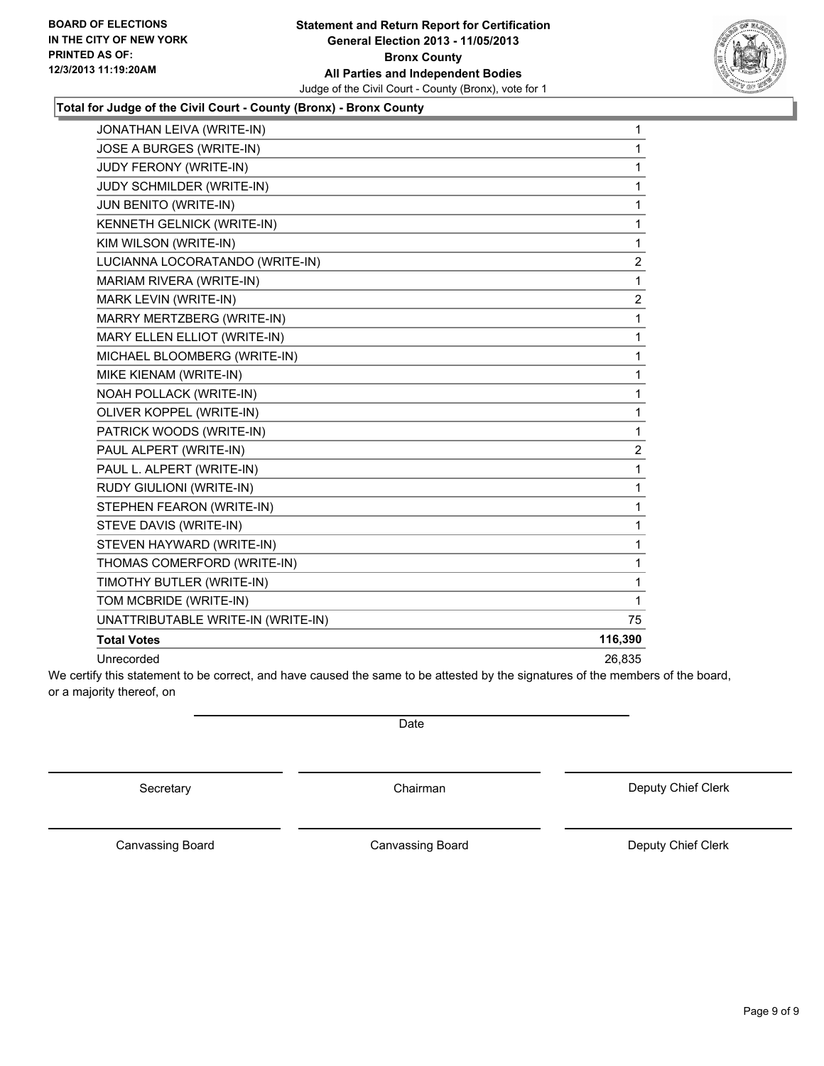**BOARD OF ELECTIONS IN THE CITY OF NEW YORK PRINTED AS OF: 12/3/2013 11:19:20AM**

**Statement and Return Report for Certification General Election 2013 - 11/05/2013 Bronx County All Parties and Independent Bodies**

Judge of the Civil Court - County (Bronx), vote for 1

**Total for Judge of the Civil Court - County (Bronx) - Bronx County**

| | |
|---|---|
| JONATHAN LEIVA (WRITE-IN) | 1 |
| JOSE A BURGES (WRITE-IN) | 1 |
| JUDY FERONY (WRITE-IN) | 1 |
| JUDY SCHMILDER (WRITE-IN) | 1 |
| JUN BENITO (WRITE-IN) | 1 |
| KENNETH GELNICK (WRITE-IN) | 1 |
| KIM WILSON (WRITE-IN) | 1 |
| LUCIANNA LOCORATANDO (WRITE-IN) | 2 |
| MARIAM RIVERA (WRITE-IN) | 1 |
| MARK LEVIN (WRITE-IN) | 2 |
| MARRY MERTZBERG (WRITE-IN) | 1 |
| MARY ELLEN ELLIOT (WRITE-IN) | 1 |
| MICHAEL BLOOMBERG (WRITE-IN) | 1 |
| MIKE KIENAM (WRITE-IN) | 1 |
| NOAH POLLACK (WRITE-IN) | 1 |
| OLIVER KOPPEL (WRITE-IN) | 1 |
| PATRICK WOODS (WRITE-IN) | 1 |
| PAUL ALPERT (WRITE-IN) | 2 |
| PAUL L. ALPERT (WRITE-IN) | 1 |
| RUDY GIULIONI (WRITE-IN) | 1 |
| STEPHEN FEARON (WRITE-IN) | 1 |
| STEVE DAVIS (WRITE-IN) | 1 |
| STEVEN HAYWARD (WRITE-IN) | 1 |
| THOMAS COMERFORD (WRITE-IN) | 1 |
| TIMOTHY BUTLER (WRITE-IN) | 1 |
| TOM MCBRIDE (WRITE-IN) | 1 |
| UNATTRIBUTABLE WRITE-IN (WRITE-IN) | 75 |
| **Total Votes** | **116,390** |
| Unrecorded | 26,835 |

We certify this statement to be correct, and have caused the same to be attested by the signatures of the members of the board, or a majority thereof, on

Date

Secretary

Chairman

Deputy Chief Clerk

Canvassing Board

Canvassing Board

Deputy Chief Clerk